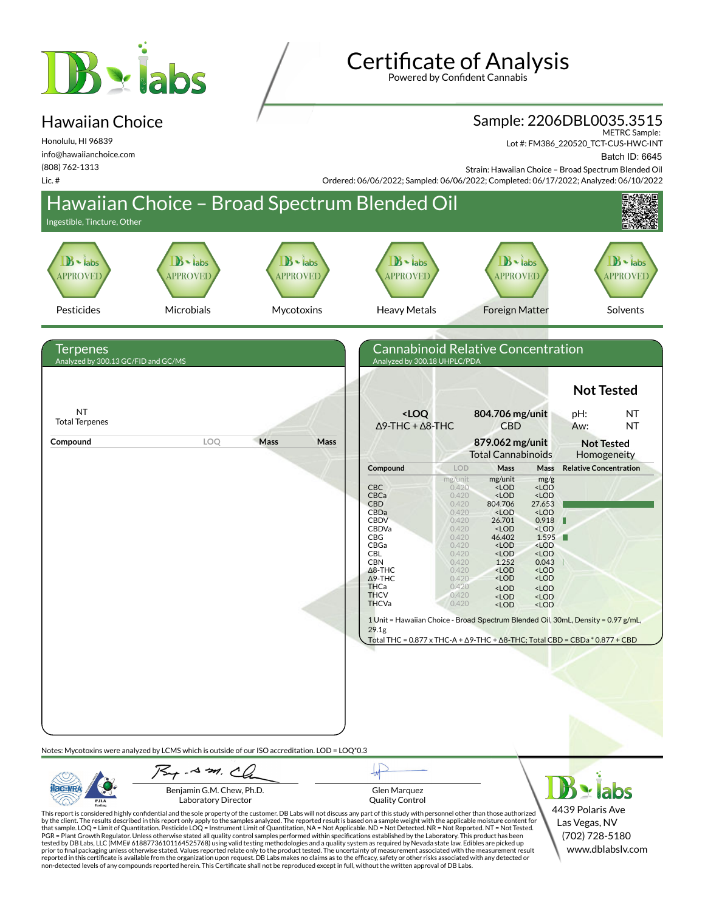# Certificate of Analysis

Powered by Confident Cannabis

## Hawaiian Choice

Honolulu, HI 96839
info@hawaiianchoice.com
(808) 762-1313
Lic. #

**Sample: 2206DBL0035.3515**
METRC Sample:
Lot #: FM386_220520_TCT-CUS-HWC-INT
Batch ID: 6645
Strain: Hawaiian Choice – Broad Spectrum Blended Oil
Ordered: 06/06/2022; Sampled: 06/06/2022; Completed: 06/17/2022; Analyzed: 06/10/2022

# Hawaiian Choice – Broad Spectrum Blended Oil

Ingestible, Tincture, Other

| Pesticides | Microbials | Mycotoxins | Heavy Metals | Foreign Matter | Solvents |
|---|---|---|---|---|---|
| APPROVED | APPROVED | APPROVED | APPROVED | APPROVED | APPROVED |

## Terpenes

Analyzed by 300.13 GC/FID and GC/MS

NT
Total Terpenes

| Compound | LOQ | Mass | Mass |
|---|---|---|---|

## Cannabinoid Relative Concentration

Analyzed by 300.18 UHPLC/PDA

**Not Tested**

**<LOQ**
Δ9-THC + Δ8-THC

**804.706 mg/unit**
CBD

pH: NT
Aw: NT

**879.062 mg/unit**
Total Cannabinoids

**Not Tested**
Homogeneity

| Compound | LOD | Mass | Mass | Relative Concentration |
|---|---|---|---|---|
| | mg/unit | mg/unit | mg/g | |
| CBC | 0.420 | <LOD | <LOD | |
| CBCa | 0.420 | <LOD | <LOD | |
| CBD | 0.420 | 804.706 | 27.653 | |
| CBDa | 0.420 | <LOD | <LOD | |
| CBDV | 0.420 | 26.701 | 0.918 | |
| CBDVa | 0.420 | <LOD | <LOD | |
| CBG | 0.420 | 46.402 | 1.595 | |
| CBGa | 0.420 | <LOD | <LOD | |
| CBL | 0.420 | <LOD | <LOD | |
| CBN | 0.420 | 1.252 | 0.043 | |
| Δ8-THC | 0.420 | <LOD | <LOD | |
| Δ9-THC | 0.420 | <LOD | <LOD | |
| THCa | 0.420 | <LOD | <LOD | |
| THCV | 0.420 | <LOD | <LOD | |
| THCVa | 0.420 | <LOD | <LOD | |

1 Unit = Hawaiian Choice - Broad Spectrum Blended Oil, 30mL, Density = 0.97 g/mL, 29.1g
Total THC = 0.877 x THC-A + Δ9-THC + Δ8-THC; Total CBD = CBDa * 0.877 + CBD

Notes: Mycotoxins were analyzed by LCMS which is outside of our ISO accreditation. LOD = LOQ*0.3

Benjamin G.M. Chew, Ph.D.
Laboratory Director

Glen Marquez
Quality Control

DB Labs
4439 Polaris Ave
Las Vegas, NV
(702) 728-5180
www.dblabslv.com

This report is considered highly confidential and the sole property of the customer. DB Labs will not discuss any part of this study with personnel other than those authorized by the client. The results described in this report only apply to the samples analyzed. The reported result is based on a sample weight with the applicable moisture content for that sample. LOQ = Limit of Quantitation. Pesticide LOQ = Instrument Limit of Quantitation, NA = Not Applicable. ND = Not Detected. NR = Not Reported. NT = Not Tested. PGR = Plant Growth Regulator. Unless otherwise stated all quality control samples performed within specifications established by the Laboratory. This product has been tested by DB Labs, LLC (MME# 61887736101164525768) using valid testing methodologies and a quality system as required by Nevada state law. Edibles are picked up prior to final packaging unless otherwise stated. Values reported relate only to the product tested. The uncertainty of measurement associated with the measurement result reported in this certificate is available from the organization upon request. DB Labs makes no claims as to the efficacy, safety or other risks associated with any detected or non-detected levels of any compounds reported herein. This Certificate shall not be reproduced except in full, without the written approval of DB Labs.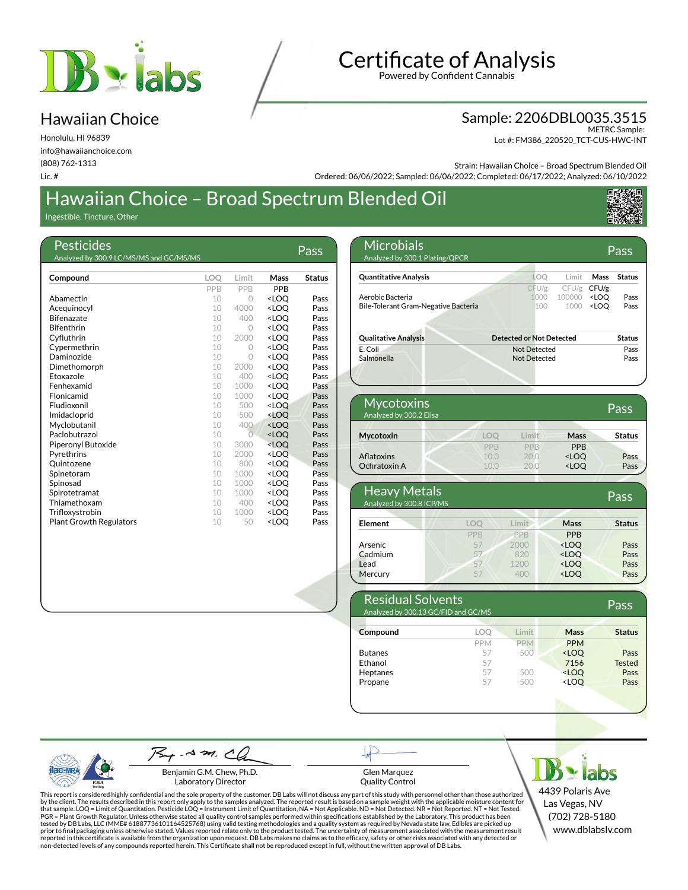# Certificate of Analysis

Powered by Confident Cannabis

## Hawaiian Choice

Honolulu, HI 96839
info@hawaiianchoice.com
(808) 762-1313
Lic. #

## Sample: 2206DBL0035.3515

METRC Sample:
Lot #: FM386_220520_TCT-CUS-HWC-INT

Strain: Hawaiian Choice – Broad Spectrum Blended Oil
Ordered: 06/06/2022; Sampled: 06/06/2022; Completed: 06/17/2022; Analyzed: 06/10/2022

# Hawaiian Choice – Broad Spectrum Blended Oil

Ingestible, Tincture, Other

## Pesticides — Pass

Analyzed by 300.9 LC/MS/MS and GC/MS/MS

| Compound | LOQ | Limit | Mass | Status |
|---|---|---|---|---|
| | PPB | PPB | PPB | |
| Abamectin | 10 | 0 | <LOQ | Pass |
| Acequinocyl | 10 | 4000 | <LOQ | Pass |
| Bifenazate | 10 | 400 | <LOQ | Pass |
| Bifenthrin | 10 | 0 | <LOQ | Pass |
| Cyfluthrin | 10 | 2000 | <LOQ | Pass |
| Cypermethrin | 10 | 0 | <LOQ | Pass |
| Daminozide | 10 | 0 | <LOQ | Pass |
| Dimethomorph | 10 | 2000 | <LOQ | Pass |
| Etoxazole | 10 | 400 | <LOQ | Pass |
| Fenhexamid | 10 | 1000 | <LOQ | Pass |
| Flonicamid | 10 | 1000 | <LOQ | Pass |
| Fludioxonil | 10 | 500 | <LOQ | Pass |
| Imidacloprid | 10 | 500 | <LOQ | Pass |
| Myclobutanil | 10 | 400 | <LOQ | Pass |
| Paclobutrazol | 10 | 0 | <LOQ | Pass |
| Piperonyl Butoxide | 10 | 3000 | <LOQ | Pass |
| Pyrethrins | 10 | 2000 | <LOQ | Pass |
| Quintozene | 10 | 800 | <LOQ | Pass |
| Spinetoram | 10 | 1000 | <LOQ | Pass |
| Spinosad | 10 | 1000 | <LOQ | Pass |
| Spirotetramat | 10 | 1000 | <LOQ | Pass |
| Thiamethoxam | 10 | 400 | <LOQ | Pass |
| Trifloxystrobin | 10 | 1000 | <LOQ | Pass |
| Plant Growth Regulators | 10 | 50 | <LOQ | Pass |

## Microbials — Pass

Analyzed by 300.1 Plating/QPCR

| Quantitative Analysis | LOQ | Limit | Mass | Status |
|---|---|---|---|---|
| | CFU/g | CFU/g | CFU/g | |
| Aerobic Bacteria | 1000 | 100000 | <LOQ | Pass |
| Bile-Tolerant Gram-Negative Bacteria | 100 | 1000 | <LOQ | Pass |

| Qualitative Analysis | Detected or Not Detected | Status |
|---|---|---|
| E. Coli | Not Detected | Pass |
| Salmonella | Not Detected | Pass |

## Mycotoxins — Pass

Analyzed by 300.2 Elisa

| Mycotoxin | LOQ | Limit | Mass | Status |
|---|---|---|---|---|
| | PPB | PPB | PPB | |
| Aflatoxins | 10.0 | 20.0 | <LOQ | Pass |
| Ochratoxin A | 10.0 | 20.0 | <LOQ | Pass |

## Heavy Metals — Pass

Analyzed by 300.8 ICP/MS

| Element | LOQ | Limit | Mass | Status |
|---|---|---|---|---|
| | PPB | PPB | PPB | |
| Arsenic | 57 | 2000 | <LOQ | Pass |
| Cadmium | 57 | 820 | <LOQ | Pass |
| Lead | 57 | 1200 | <LOQ | Pass |
| Mercury | 57 | 400 | <LOQ | Pass |

## Residual Solvents — Pass

Analyzed by 300.13 GC/FID and GC/MS

| Compound | LOQ | Limit | Mass | Status |
|---|---|---|---|---|
| | PPM | PPM | PPM | |
| Butanes | 57 | 500 | <LOQ | Pass |
| Ethanol | 57 | | 7156 | Tested |
| Heptanes | 57 | 500 | <LOQ | Pass |
| Propane | 57 | 500 | <LOQ | Pass |

Benjamin G.M. Chew, Ph.D.
Laboratory Director

Glen Marquez
Quality Control

DB Labs
4439 Polaris Ave
Las Vegas, NV
(702) 728-5180
www.dblabslv.com

This report is considered highly confidential and the sole property of the customer. DB Labs will not discuss any part of this study with personnel other than those authorized by the client. The results described in this report only apply to the samples analyzed. The reported result is based on a sample weight with the applicable moisture content for that sample. LOQ = Limit of Quantitation. Pesticide LOQ = Instrument Limit of Quantitation, NA = Not Applicable. ND = Not Detected. NR = Not Reported. NT = Not Tested. PGR = Plant Growth Regulator. Unless otherwise stated all quality control samples performed within specifications established by the Laboratory. This product has been tested by DB Labs, LLC (MME# 61887736101164525768) using valid testing methodologies and a quality system as required by Nevada state law. Edibles are picked up prior to final packaging unless otherwise stated. Values reported relate only to the product tested. The uncertainty of measurement associated with the measurement result reported in this certificate is available from the organization upon request. DB Labs makes no claims as to the efficacy, safety or other risks associated with any detected or non-detected levels of any compounds reported herein. This Certificate shall not be reproduced except in full, without the written approval of DB Labs.